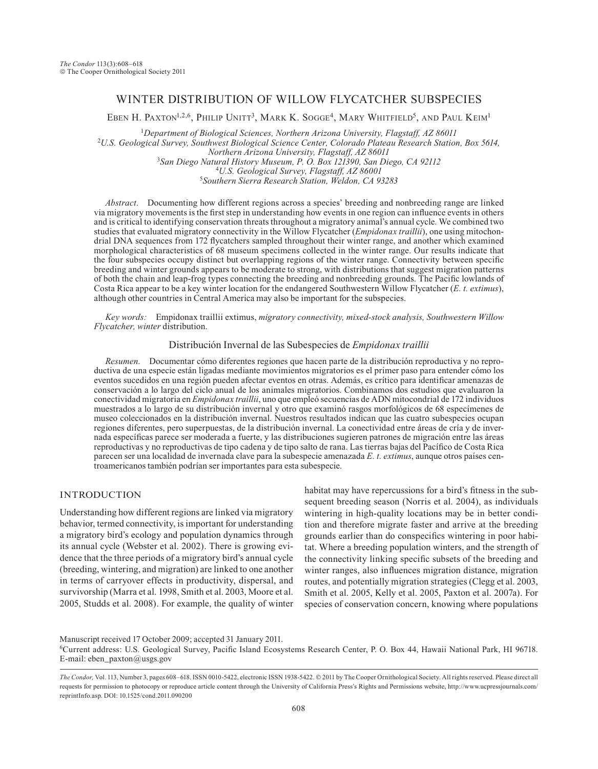# WINTER DISTRIBUTION OF WILLOW FLYCATCHER SUBSPECIES

Eben H. Paxton[1,2,6], Philip Unitt[3], Mark K. Sogge[4], Mary Whitfield[5], and Paul Keim[1]

[1]*Department of Biological Sciences, Northern Arizona University, Flagstaff, AZ 86011*
[2]*U.S. Geological Survey, Southwest Biological Science Center, Colorado Plateau Research Station, Box 5614, Northern Arizona University, Flagstaff, AZ 86011*
[3]*San Diego Natural History Museum, P. O. Box 121390, San Diego, CA 92112*
[4]*U.S. Geological Survey, Flagstaff, AZ 86001*
[5]*Southern Sierra Research Station, Weldon, CA 93283*

*Abstract*. Documenting how different regions across a species' breeding and nonbreeding range are linked via migratory movements is the first step in understanding how events in one region can influence events in others and is critical to identifying conservation threats throughout a migratory animal's annual cycle. We combined two studies that evaluated migratory connectivity in the Willow Flycatcher (*Empidonax traillii*), one using mitochondrial DNA sequences from 172 flycatchers sampled throughout their winter range, and another which examined morphological characteristics of 68 museum specimens collected in the winter range. Our results indicate that the four subspecies occupy distinct but overlapping regions of the winter range. Connectivity between specific breeding and winter grounds appears to be moderate to strong, with distributions that suggest migration patterns of both the chain and leap-frog types connecting the breeding and nonbreeding grounds. The Pacific lowlands of Costa Rica appear to be a key winter location for the endangered Southwestern Willow Flycatcher (*E. t. extimus*), although other countries in Central America may also be important for the subspecies.

*Key words:* Empidonax traillii extimus, *migratory connectivity, mixed-stock analysis, Southwestern Willow Flycatcher, winter* distribution.

## Distribución Invernal de las Subespecies de *Empidonax traillii*

*Resumen*. Documentar cómo diferentes regiones que hacen parte de la distribución reproductiva y no reproductiva de una especie están ligadas mediante movimientos migratorios es el primer paso para entender cómo los eventos sucedidos en una región pueden afectar eventos en otras. Además, es crítico para identificar amenazas de conservación a lo largo del ciclo anual de los animales migratorios. Combinamos dos estudios que evaluaron la conectividad migratoria en *Empidonax traillii*, uno que empleó secuencias de ADN mitocondrial de 172 individuos muestrados a lo largo de su distribución invernal y otro que examinó rasgos morfológicos de 68 especímenes de museo coleccionados en la distribución invernal. Nuestros resultados indican que las cuatro subespecies ocupan regiones diferentes, pero superpuestas, de la distribución invernal. La conectividad entre áreas de cría y de invernada específicas parece ser moderada a fuerte, y las distribuciones sugieren patrones de migración entre las áreas reproductivas y no reproductivas de tipo cadena y de tipo salto de rana. Las tierras bajas del Pacífico de Costa Rica parecen ser una localidad de invernada clave para la subespecie amenazada *E. t. extimus*, aunque otros países centroamericanos también podrían ser importantes para esta subespecie.

## INTRODUCTION

Understanding how different regions are linked via migratory behavior, termed connectivity, is important for understanding a migratory bird's ecology and population dynamics through its annual cycle (Webster et al. 2002). There is growing evidence that the three periods of a migratory bird's annual cycle (breeding, wintering, and migration) are linked to one another in terms of carryover effects in productivity, dispersal, and survivorship (Marra et al. 1998, Smith et al. 2003, Moore et al. 2005, Studds et al. 2008). For example, the quality of winter habitat may have repercussions for a bird's fitness in the subsequent breeding season (Norris et al. 2004), as individuals wintering in high-quality locations may be in better condition and therefore migrate faster and arrive at the breeding grounds earlier than do conspecifics wintering in poor habitat. Where a breeding population winters, and the strength of the connectivity linking specific subsets of the breeding and winter ranges, also influences migration distance, migration routes, and potentially migration strategies (Clegg et al. 2003, Smith et al. 2005, Kelly et al. 2005, Paxton et al. 2007a). For species of conservation concern, knowing where populations

Manuscript received 17 October 2009; accepted 31 January 2011.
[6]Current address: U.S. Geological Survey, Pacific Island Ecosystems Research Center, P. O. Box 44, Hawaii National Park, HI 96718. E-mail: eben_paxton@usgs.gov

*The Condor,* Vol. 113, Number 3, pages 608–618. ISSN 0010-5422, electronic ISSN 1938-5422. © 2011 by The Cooper Ornithological Society. All rights reserved. Please direct all requests for permission to photocopy or reproduce article content through the University of California Press's Rights and Permissions website, http://www.ucpressjournals.com/reprintInfo.asp. DOI: 10.1525/cond.2011.090200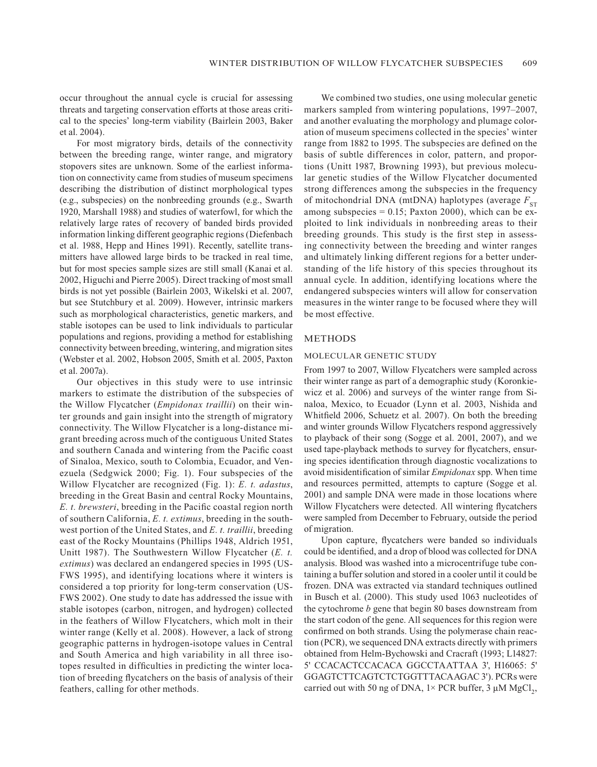occur throughout the annual cycle is crucial for assessing threats and targeting conservation efforts at those areas critical to the species' long-term viability (Bairlein 2003, Baker et al. 2004).

For most migratory birds, details of the connectivity between the breeding range, winter range, and migratory stopovers sites are unknown. Some of the earliest information on connectivity came from studies of museum specimens describing the distribution of distinct morphological types (e.g., subspecies) on the nonbreeding grounds (e.g., Swarth 1920, Marshall 1988) and studies of waterfowl, for which the relatively large rates of recovery of banded birds provided information linking different geographic regions (Diefenbach et al. 1988, Hepp and Hines 1991). Recently, satellite transmitters have allowed large birds to be tracked in real time, but for most species sample sizes are still small (Kanai et al. 2002, Higuchi and Pierre 2005). Direct tracking of most small birds is not yet possible (Bairlein 2003, Wikelski et al. 2007, but see Stutchbury et al. 2009). However, intrinsic markers such as morphological characteristics, genetic markers, and stable isotopes can be used to link individuals to particular populations and regions, providing a method for establishing connectivity between breeding, wintering, and migration sites (Webster et al. 2002, Hobson 2005, Smith et al. 2005, Paxton et al. 2007a).

Our objectives in this study were to use intrinsic markers to estimate the distribution of the subspecies of the Willow Flycatcher (*Empidonax traillii*) on their winter grounds and gain insight into the strength of migratory connectivity. The Willow Flycatcher is a long-distance migrant breeding across much of the contiguous United States and southern Canada and wintering from the Pacific coast of Sinaloa, Mexico, south to Colombia, Ecuador, and Venezuela (Sedgwick 2000; Fig. 1). Four subspecies of the Willow Flycatcher are recognized (Fig. 1): *E. t. adastus*, breeding in the Great Basin and central Rocky Mountains, *E. t. brewsteri*, breeding in the Pacific coastal region north of southern California, *E. t. extimus*, breeding in the southwest portion of the United States, and *E. t. traillii*, breeding east of the Rocky Mountains (Phillips 1948, Aldrich 1951, Unitt 1987). The Southwestern Willow Flycatcher (*E. t. extimus*) was declared an endangered species in 1995 (USFWS 1995), and identifying locations where it winters is considered a top priority for long-term conservation (USFWS 2002). One study to date has addressed the issue with stable isotopes (carbon, nitrogen, and hydrogen) collected in the feathers of Willow Flycatchers, which molt in their winter range (Kelly et al. 2008). However, a lack of strong geographic patterns in hydrogen-isotope values in Central and South America and high variability in all three isotopes resulted in difficulties in predicting the winter location of breeding flycatchers on the basis of analysis of their feathers, calling for other methods.

We combined two studies, one using molecular genetic markers sampled from wintering populations, 1997–2007, and another evaluating the morphology and plumage coloration of museum specimens collected in the species' winter range from 1882 to 1995. The subspecies are defined on the basis of subtle differences in color, pattern, and proportions (Unitt 1987, Browning 1993), but previous molecular genetic studies of the Willow Flycatcher documented strong differences among the subspecies in the frequency of mitochondrial DNA (mtDNA) haplotypes (average $F_{ST}$ among subspecies = 0.15; Paxton 2000), which can be exploited to link individuals in nonbreeding areas to their breeding grounds. This study is the first step in assessing connectivity between the breeding and winter ranges and ultimately linking different regions for a better understanding of the life history of this species throughout its annual cycle. In addition, identifying locations where the endangered subspecies winters will allow for conservation measures in the winter range to be focused where they will be most effective.

## METHODS

### MOLECULAR GENETIC STUDY

From 1997 to 2007, Willow Flycatchers were sampled across their winter range as part of a demographic study (Koronkiewicz et al. 2006) and surveys of the winter range from Sinaloa, Mexico, to Ecuador (Lynn et al. 2003, Nishida and Whitfield 2006, Schuetz et al. 2007). On both the breeding and winter grounds Willow Flycatchers respond aggressively to playback of their song (Sogge et al. 2001, 2007), and we used tape-playback methods to survey for flycatchers, ensuring species identification through diagnostic vocalizations to avoid misidentification of similar *Empidonax* spp. When time and resources permitted, attempts to capture (Sogge et al. 2001) and sample DNA were made in those locations where Willow Flycatchers were detected. All wintering flycatchers were sampled from December to February, outside the period of migration.

Upon capture, flycatchers were banded so individuals could be identified, and a drop of blood was collected for DNA analysis. Blood was washed into a microcentrifuge tube containing a buffer solution and stored in a cooler until it could be frozen. DNA was extracted via standard techniques outlined in Busch et al. (2000). This study used 1063 nucleotides of the cytochrome *b* gene that begin 80 bases downstream from the start codon of the gene. All sequences for this region were confirmed on both strands. Using the polymerase chain reaction (PCR), we sequenced DNA extracts directly with primers obtained from Helm-Bychowski and Cracraft (1993; L14827: 5' CCACACTCCACACA GGCCTAATTAA 3', H16065: 5' GGAGTCTTCAGTCTCTGGTTTACAAGAC 3'). PCRs were carried out with 50 ng of DNA, 1× PCR buffer, 3 μM $MgCl_2$,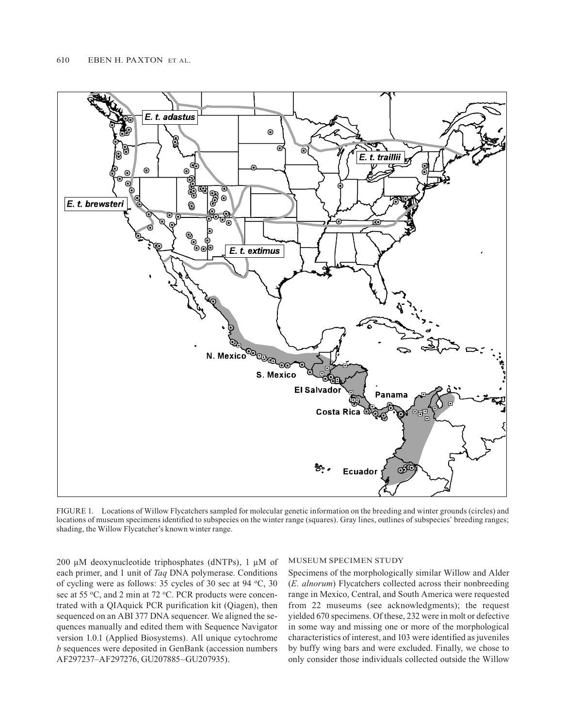FIGURE 1. Locations of Willow Flycatchers sampled for molecular genetic information on the breeding and winter grounds (circles) and locations of museum specimens identified to subspecies on the winter range (squares). Gray lines, outlines of subspecies' breeding ranges; shading, the Willow Flycatcher's known winter range.

200 µM deoxynucleotide triphosphates (dNTPs), 1 µM of each primer, and 1 unit of *Taq* DNA polymerase. Conditions of cycling were as follows: 35 cycles of 30 sec at 94 °C, 30 sec at 55 °C, and 2 min at 72 °C. PCR products were concentrated with a QIAquick PCR purification kit (Qiagen), then sequenced on an ABI 377 DNA sequencer. We aligned the sequences manually and edited them with Sequence Navigator version 1.0.1 (Applied Biosystems). All unique cytochrome *b* sequences were deposited in GenBank (accession numbers AF297237–AF297276, GU207885–GU207935).

## MUSEUM SPECIMEN STUDY

Specimens of the morphologically similar Willow and Alder (*E. alnorum*) Flycatchers collected across their nonbreeding range in Mexico, Central, and South America were requested from 22 museums (see acknowledgments); the request yielded 670 specimens. Of these, 232 were in molt or defective in some way and missing one or more of the morphological characteristics of interest, and 103 were identified as juveniles by buffy wing bars and were excluded. Finally, we chose to only consider those individuals collected outside the Willow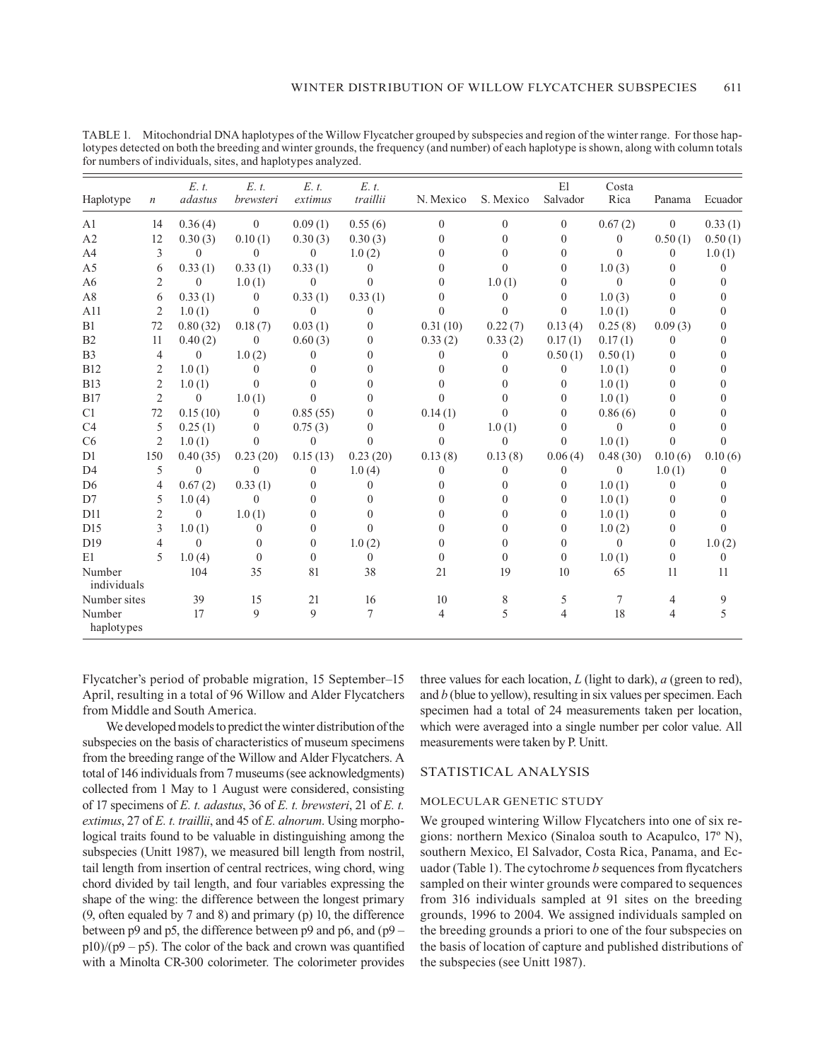TABLE 1. Mitochondrial DNA haplotypes of the Willow Flycatcher grouped by subspecies and region of the winter range. For those haplotypes detected on both the breeding and winter grounds, the frequency (and number) of each haplotype is shown, along with column totals for numbers of individuals, sites, and haplotypes analyzed.

| Haplotype | $n$ | *E. t. adastus* | *E. t. brewsteri* | *E. t. extimus* | *E. t. traillii* | N. Mexico | S. Mexico | El Salvador | Costa Rica | Panama | Ecuador |
|---|---|---|---|---|---|---|---|---|---|---|---|
| A1 | 14 | 0.36 (4) | 0 | 0.09 (1) | 0.55 (6) | 0 | 0 | 0 | 0.67 (2) | 0 | 0.33 (1) |
| A2 | 12 | 0.30 (3) | 0.10 (1) | 0.30 (3) | 0.30 (3) | 0 | 0 | 0 | 0 | 0.50 (1) | 0.50 (1) |
| A4 | 3 | 0 | 0 | 0 | 1.0 (2) | 0 | 0 | 0 | 0 | 0 | 1.0 (1) |
| A5 | 6 | 0.33 (1) | 0.33 (1) | 0.33 (1) | 0 | 0 | 0 | 0 | 1.0 (3) | 0 | 0 |
| A6 | 2 | 0 | 1.0 (1) | 0 | 0 | 0 | 1.0 (1) | 0 | 0 | 0 | 0 |
| A8 | 6 | 0.33 (1) | 0 | 0.33 (1) | 0.33 (1) | 0 | 0 | 0 | 1.0 (3) | 0 | 0 |
| A11 | 2 | 1.0 (1) | 0 | 0 | 0 | 0 | 0 | 0 | 1.0 (1) | 0 | 0 |
| B1 | 72 | 0.80 (32) | 0.18 (7) | 0.03 (1) | 0 | 0.31 (10) | 0.22 (7) | 0.13 (4) | 0.25 (8) | 0.09 (3) | 0 |
| B2 | 11 | 0.40 (2) | 0 | 0.60 (3) | 0 | 0.33 (2) | 0.33 (2) | 0.17 (1) | 0.17 (1) | 0 | 0 |
| B3 | 4 | 0 | 1.0 (2) | 0 | 0 | 0 | 0 | 0.50 (1) | 0.50 (1) | 0 | 0 |
| B12 | 2 | 1.0 (1) | 0 | 0 | 0 | 0 | 0 | 0 | 1.0 (1) | 0 | 0 |
| B13 | 2 | 1.0 (1) | 0 | 0 | 0 | 0 | 0 | 0 | 1.0 (1) | 0 | 0 |
| B17 | 2 | 0 | 1.0 (1) | 0 | 0 | 0 | 0 | 0 | 1.0 (1) | 0 | 0 |
| C1 | 72 | 0.15 (10) | 0 | 0.85 (55) | 0 | 0.14 (1) | 0 | 0 | 0.86 (6) | 0 | 0 |
| C4 | 5 | 0.25 (1) | 0 | 0.75 (3) | 0 | 0 | 1.0 (1) | 0 | 0 | 0 | 0 |
| C6 | 2 | 1.0 (1) | 0 | 0 | 0 | 0 | 0 | 0 | 1.0 (1) | 0 | 0 |
| D1 | 150 | 0.40 (35) | 0.23 (20) | 0.15 (13) | 0.23 (20) | 0.13 (8) | 0.13 (8) | 0.06 (4) | 0.48 (30) | 0.10 (6) | 0.10 (6) |
| D4 | 5 | 0 | 0 | 0 | 1.0 (4) | 0 | 0 | 0 | 0 | 1.0 (1) | 0 |
| D6 | 4 | 0.67 (2) | 0.33 (1) | 0 | 0 | 0 | 0 | 0 | 1.0 (1) | 0 | 0 |
| D7 | 5 | 1.0 (4) | 0 | 0 | 0 | 0 | 0 | 0 | 1.0 (1) | 0 | 0 |
| D11 | 2 | 0 | 1.0 (1) | 0 | 0 | 0 | 0 | 0 | 1.0 (1) | 0 | 0 |
| D15 | 3 | 1.0 (1) | 0 | 0 | 0 | 0 | 0 | 0 | 1.0 (2) | 0 | 0 |
| D19 | 4 | 0 | 0 | 0 | 1.0 (2) | 0 | 0 | 0 | 0 | 0 | 1.0 (2) |
| E1 | 5 | 1.0 (4) | 0 | 0 | 0 | 0 | 0 | 0 | 1.0 (1) | 0 | 0 |
| Number individuals | | 104 | 35 | 81 | 38 | 21 | 19 | 10 | 65 | 11 | 11 |
| Number sites | | 39 | 15 | 21 | 16 | 10 | 8 | 5 | 7 | 4 | 9 |
| Number haplotypes | | 17 | 9 | 9 | 7 | 4 | 5 | 4 | 18 | 4 | 5 |

Flycatcher's period of probable migration, 15 September–15 April, resulting in a total of 96 Willow and Alder Flycatchers from Middle and South America.

We developed models to predict the winter distribution of the subspecies on the basis of characteristics of museum specimens from the breeding range of the Willow and Alder Flycatchers. A total of 146 individuals from 7 museums (see acknowledgments) collected from 1 May to 1 August were considered, consisting of 17 specimens of *E. t. adastus*, 36 of *E. t. brewsteri*, 21 of *E. t. extimus*, 27 of *E. t. traillii*, and 45 of *E. alnorum*. Using morphological traits found to be valuable in distinguishing among the subspecies (Unitt 1987), we measured bill length from nostril, tail length from insertion of central rectrices, wing chord, wing chord divided by tail length, and four variables expressing the shape of the wing: the difference between the longest primary (9, often equaled by 7 and 8) and primary (p) 10, the difference between p9 and p5, the difference between p9 and p6, and (p9 – p10)/(p9 – p5). The color of the back and crown was quantified with a Minolta CR-300 colorimeter. The colorimeter provides three values for each location, *L* (light to dark), *a* (green to red), and *b* (blue to yellow), resulting in six values per specimen. Each specimen had a total of 24 measurements taken per location, which were averaged into a single number per color value. All measurements were taken by P. Unitt.

## STATISTICAL ANALYSIS

### MOLECULAR GENETIC STUDY

We grouped wintering Willow Flycatchers into one of six regions: northern Mexico (Sinaloa south to Acapulco, 17º N), southern Mexico, El Salvador, Costa Rica, Panama, and Ecuador (Table 1). The cytochrome *b* sequences from flycatchers sampled on their winter grounds were compared to sequences from 316 individuals sampled at 91 sites on the breeding grounds, 1996 to 2004. We assigned individuals sampled on the breeding grounds a priori to one of the four subspecies on the basis of location of capture and published distributions of the subspecies (see Unitt 1987).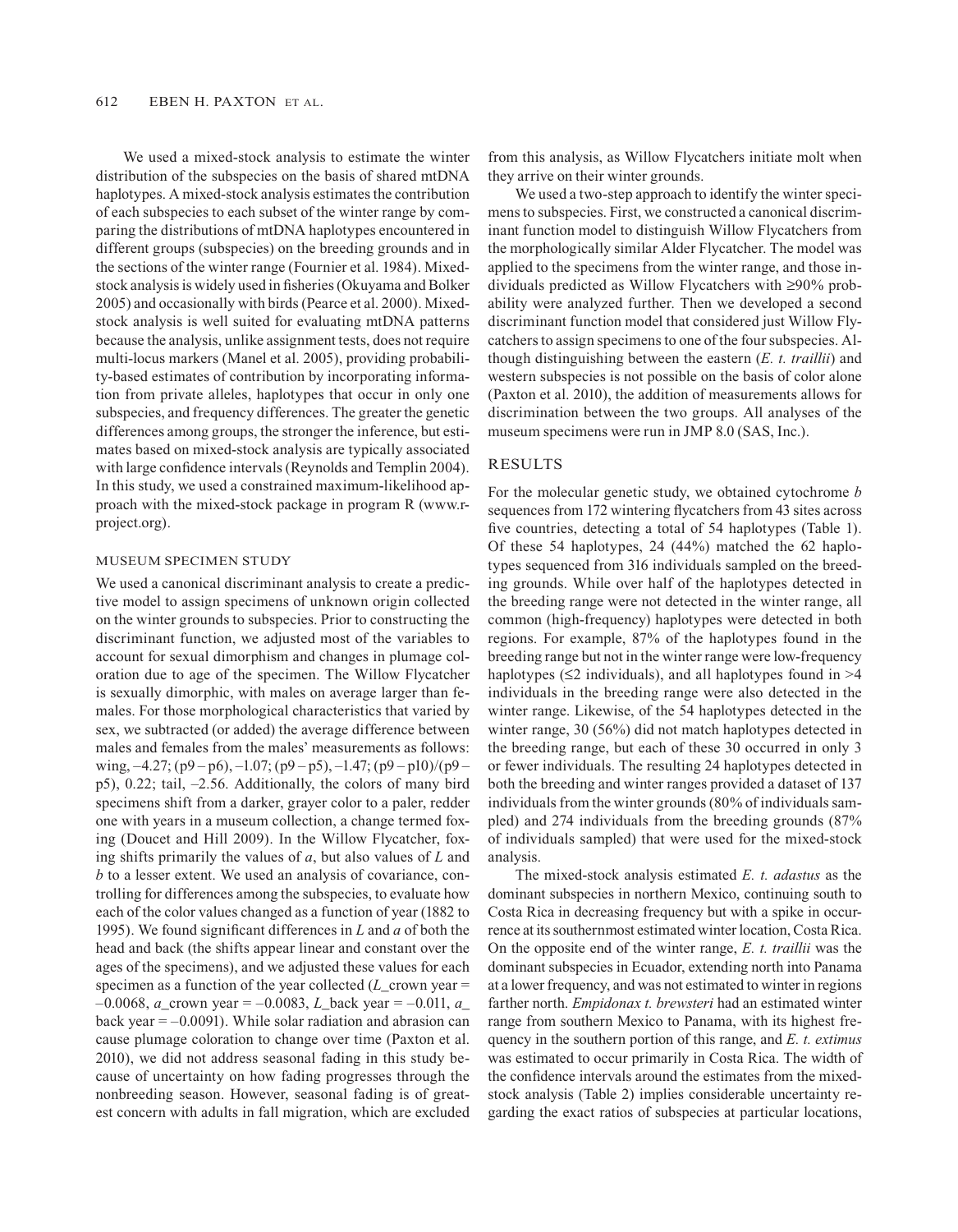We used a mixed-stock analysis to estimate the winter distribution of the subspecies on the basis of shared mtDNA haplotypes. A mixed-stock analysis estimates the contribution of each subspecies to each subset of the winter range by comparing the distributions of mtDNA haplotypes encountered in different groups (subspecies) on the breeding grounds and in the sections of the winter range (Fournier et al. 1984). Mixed-stock analysis is widely used in fisheries (Okuyama and Bolker 2005) and occasionally with birds (Pearce et al. 2000). Mixed-stock analysis is well suited for evaluating mtDNA patterns because the analysis, unlike assignment tests, does not require multi-locus markers (Manel et al. 2005), providing probability-based estimates of contribution by incorporating information from private alleles, haplotypes that occur in only one subspecies, and frequency differences. The greater the genetic differences among groups, the stronger the inference, but estimates based on mixed-stock analysis are typically associated with large confidence intervals (Reynolds and Templin 2004). In this study, we used a constrained maximum-likelihood approach with the mixed-stock package in program R (www.r-project.org).

### MUSEUM SPECIMEN STUDY

We used a canonical discriminant analysis to create a predictive model to assign specimens of unknown origin collected on the winter grounds to subspecies. Prior to constructing the discriminant function, we adjusted most of the variables to account for sexual dimorphism and changes in plumage coloration due to age of the specimen. The Willow Flycatcher is sexually dimorphic, with males on average larger than females. For those morphological characteristics that varied by sex, we subtracted (or added) the average difference between males and females from the males' measurements as follows: wing, –4.27; (p9 – p6), –1.07; (p9 – p5), –1.47; (p9 – p10)/(p9 – p5), 0.22; tail, –2.56. Additionally, the colors of many bird specimens shift from a darker, grayer color to a paler, redder one with years in a museum collection, a change termed foxing (Doucet and Hill 2009). In the Willow Flycatcher, foxing shifts primarily the values of *a*, but also values of *L* and *b* to a lesser extent. We used an analysis of covariance, controlling for differences among the subspecies, to evaluate how each of the color values changed as a function of year (1882 to 1995). We found significant differences in *L* and *a* of both the head and back (the shifts appear linear and constant over the ages of the specimens), and we adjusted these values for each specimen as a function of the year collected (*L*_crown year = –0.0068, *a*_crown year = –0.0083, *L*_back year = –0.011, *a*_back year = –0.0091). While solar radiation and abrasion can cause plumage coloration to change over time (Paxton et al. 2010), we did not address seasonal fading in this study because of uncertainty on how fading progresses through the nonbreeding season. However, seasonal fading is of greatest concern with adults in fall migration, which are excluded from this analysis, as Willow Flycatchers initiate molt when they arrive on their winter grounds.

We used a two-step approach to identify the winter specimens to subspecies. First, we constructed a canonical discriminant function model to distinguish Willow Flycatchers from the morphologically similar Alder Flycatcher. The model was applied to the specimens from the winter range, and those individuals predicted as Willow Flycatchers with ≥90% probability were analyzed further. Then we developed a second discriminant function model that considered just Willow Flycatchers to assign specimens to one of the four subspecies. Although distinguishing between the eastern (*E. t. traillii*) and western subspecies is not possible on the basis of color alone (Paxton et al. 2010), the addition of measurements allows for discrimination between the two groups. All analyses of the museum specimens were run in JMP 8.0 (SAS, Inc.).

## RESULTS

For the molecular genetic study, we obtained cytochrome *b* sequences from 172 wintering flycatchers from 43 sites across five countries, detecting a total of 54 haplotypes (Table 1). Of these 54 haplotypes, 24 (44%) matched the 62 haplotypes sequenced from 316 individuals sampled on the breeding grounds. While over half of the haplotypes detected in the breeding range were not detected in the winter range, all common (high-frequency) haplotypes were detected in both regions. For example, 87% of the haplotypes found in the breeding range but not in the winter range were low-frequency haplotypes (≤2 individuals), and all haplotypes found in >4 individuals in the breeding range were also detected in the winter range. Likewise, of the 54 haplotypes detected in the winter range, 30 (56%) did not match haplotypes detected in the breeding range, but each of these 30 occurred in only 3 or fewer individuals. The resulting 24 haplotypes detected in both the breeding and winter ranges provided a dataset of 137 individuals from the winter grounds (80% of individuals sampled) and 274 individuals from the breeding grounds (87% of individuals sampled) that were used for the mixed-stock analysis.

The mixed-stock analysis estimated *E. t. adastus* as the dominant subspecies in northern Mexico, continuing south to Costa Rica in decreasing frequency but with a spike in occurrence at its southernmost estimated winter location, Costa Rica. On the opposite end of the winter range, *E. t. traillii* was the dominant subspecies in Ecuador, extending north into Panama at a lower frequency, and was not estimated to winter in regions farther north. *Empidonax t. brewsteri* had an estimated winter range from southern Mexico to Panama, with its highest frequency in the southern portion of this range, and *E. t. extimus* was estimated to occur primarily in Costa Rica. The width of the confidence intervals around the estimates from the mixed-stock analysis (Table 2) implies considerable uncertainty regarding the exact ratios of subspecies at particular locations,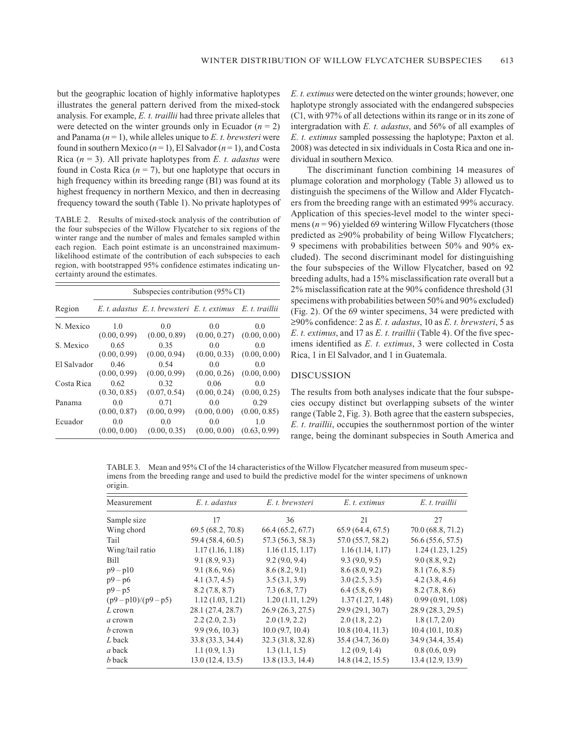but the geographic location of highly informative haplotypes illustrates the general pattern derived from the mixed-stock analysis. For example, *E. t. traillii* had three private alleles that were detected on the winter grounds only in Ecuador ($n = 2$) and Panama ($n = 1$), while alleles unique to *E. t. brewsteri* were found in southern Mexico ($n = 1$), El Salvador ($n = 1$), and Costa Rica ($n = 3$). All private haplotypes from *E. t. adastus* were found in Costa Rica ($n = 7$), but one haplotype that occurs in high frequency within its breeding range (B1) was found at its highest frequency in northern Mexico, and then in decreasing frequency toward the south (Table 1). No private haplotypes of *E. t. extimus* were detected on the winter grounds; however, one haplotype strongly associated with the endangered subspecies (C1, with 97% of all detections within its range or in its zone of intergradation with *E. t. adastus*, and 56% of all examples of *E. t. extimus* sampled possessing the haplotype; Paxton et al. 2008) was detected in six individuals in Costa Rica and one individual in southern Mexico.

TABLE 2. Results of mixed-stock analysis of the contribution of the four subspecies of the Willow Flycatcher to six regions of the winter range and the number of males and females sampled within each region. Each point estimate is an unconstrained maximum-likelihood estimate of the contribution of each subspecies to each region, with bootstrapped 95% confidence estimates indicating uncertainty around the estimates.

| Region | Subspecies contribution (95% CI) | | | |
|---|---|---|---|---|
| | *E. t. adastus* | *E. t. brewsteri* | *E. t. extimus* | *E. t. traillii* |
| N. Mexico | 1.0 (0.00, 0.99) | 0.0 (0.00, 0.89) | 0.0 (0.00, 0.27) | 0.0 (0.00, 0.00) |
| S. Mexico | 0.65 (0.00, 0.99) | 0.35 (0.00, 0.94) | 0.0 (0.00, 0.33) | 0.0 (0.00, 0.00) |
| El Salvador | 0.46 (0.00, 0.99) | 0.54 (0.00, 0.99) | 0.0 (0.00, 0.26) | 0.0 (0.00, 0.00) |
| Costa Rica | 0.62 (0.30, 0.85) | 0.32 (0.07, 0.54) | 0.06 (0.00, 0.24) | 0.0 (0.00, 0.25) |
| Panama | 0.0 (0.00, 0.87) | 0.71 (0.00, 0.99) | 0.0 (0.00, 0.00) | 0.29 (0.00, 0.85) |
| Ecuador | 0.0 (0.00, 0.00) | 0.0 (0.00, 0.35) | 0.0 (0.00, 0.00) | 1.0 (0.63, 0.99) |

The discriminant function combining 14 measures of plumage coloration and morphology (Table 3) allowed us to distinguish the specimens of the Willow and Alder Flycatchers from the breeding range with an estimated 99% accuracy. Application of this species-level model to the winter specimens ($n = 96$) yielded 69 wintering Willow Flycatchers (those predicted as ≥90% probability of being Willow Flycatchers; 9 specimens with probabilities between 50% and 90% excluded). The second discriminant model for distinguishing the four subspecies of the Willow Flycatcher, based on 92 breeding adults, had a 15% misclassification rate overall but a 2% misclassification rate at the 90% confidence threshold (31 specimens with probabilities between 50% and 90% excluded) (Fig. 2). Of the 69 winter specimens, 34 were predicted with ≥90% confidence: 2 as *E. t. adastus*, 10 as *E. t. brewsteri*, 5 as *E. t. extimus*, and 17 as *E. t. traillii* (Table 4). Of the five specimens identified as *E. t. extimus*, 3 were collected in Costa Rica, 1 in El Salvador, and 1 in Guatemala.

## DISCUSSION

The results from both analyses indicate that the four subspecies occupy distinct but overlapping subsets of the winter range (Table 2, Fig. 3). Both agree that the eastern subspecies, *E. t. traillii*, occupies the southernmost portion of the winter range, being the dominant subspecies in South America and

TABLE 3. Mean and 95% CI of the 14 characteristics of the Willow Flycatcher measured from museum specimens from the breeding range and used to build the predictive model for the winter specimens of unknown origin.

| Measurement | *E. t. adastus* | *E. t. brewsteri* | *E. t. extimus* | *E. t. traillii* |
|---|---|---|---|---|
| Sample size | 17 | 36 | 21 | 27 |
| Wing chord | 69.5 (68.2, 70.8) | 66.4 (65.2, 67.7) | 65.9 (64.4, 67.5) | 70.0 (68.8, 71.2) |
| Tail | 59.4 (58.4, 60.5) | 57.3 (56.3, 58.3) | 57.0 (55.7, 58.2) | 56.6 (55.6, 57.5) |
| Wing/tail ratio | 1.17 (1.16, 1.18) | 1.16 (1.15, 1.17) | 1.16 (1.14, 1.17) | 1.24 (1.23, 1.25) |
| Bill | 9.1 (8.9, 9.3) | 9.2 (9.0, 9.4) | 9.3 (9.0, 9.5) | 9.0 (8.8, 9.2) |
| p9 – p10 | 9.1 (8.6, 9.6) | 8.6 (8.2, 9.1) | 8.6 (8.0, 9.2) | 8.1 (7.6, 8.5) |
| p9 – p6 | 4.1 (3.7, 4.5) | 3.5 (3.1, 3.9) | 3.0 (2.5, 3.5) | 4.2 (3.8, 4.6) |
| p9 – p5 | 8.2 (7.8, 8.7) | 7.3 (6.8, 7.7) | 6.4 (5.8, 6.9) | 8.2 (7.8, 8.6) |
| (p9 – p10)/(p9 – p5) | 1.12 (1.03, 1.21) | 1.20 (1.11, 1.29) | 1.37 (1.27, 1.48) | 0.99 (0.91, 1.08) |
| *L* crown | 28.1 (27.4, 28.7) | 26.9 (26.3, 27.5) | 29.9 (29.1, 30.7) | 28.9 (28.3, 29.5) |
| *a* crown | 2.2 (2.0, 2.3) | 2.0 (1.9, 2.2) | 2.0 (1.8, 2.2) | 1.8 (1.7, 2.0) |
| *b* crown | 9.9 (9.6, 10.3) | 10.0 (9.7, 10.4) | 10.8 (10.4, 11.3) | 10.4 (10.1, 10.8) |
| *L* back | 33.8 (33.3, 34.4) | 32.3 (31.8, 32.8) | 35.4 (34.7, 36.0) | 34.9 (34.4, 35.4) |
| *a* back | 1.1 (0.9, 1.3) | 1.3 (1.1, 1.5) | 1.2 (0.9, 1.4) | 0.8 (0.6, 0.9) |
| *b* back | 13.0 (12.4, 13.5) | 13.8 (13.3, 14.4) | 14.8 (14.2, 15.5) | 13.4 (12.9, 13.9) |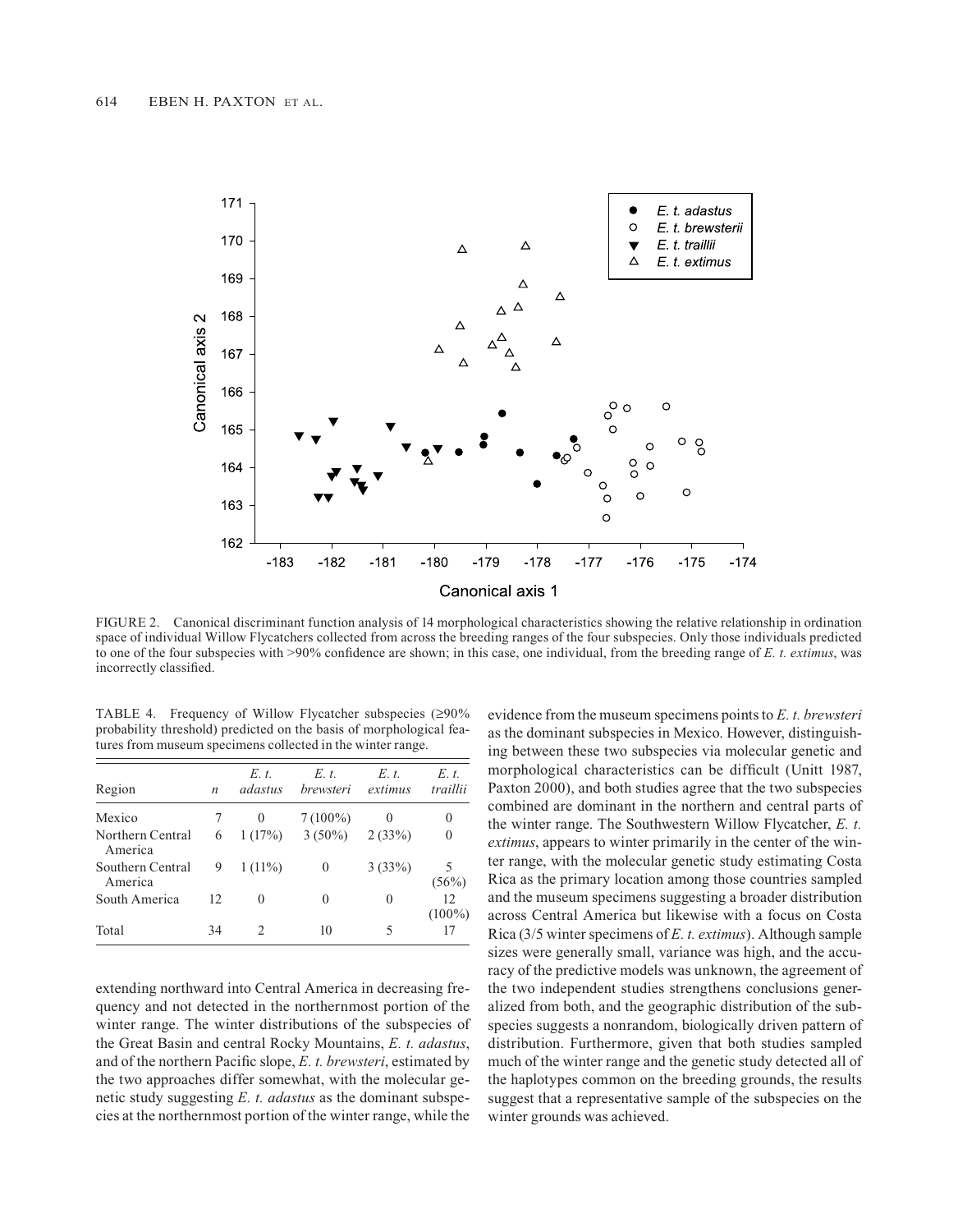FIGURE 2. Canonical discriminant function analysis of 14 morphological characteristics showing the relative relationship in ordination space of individual Willow Flycatchers collected from across the breeding ranges of the four subspecies. Only those individuals predicted to one of the four subspecies with >90% confidence are shown; in this case, one individual, from the breeding range of *E. t. extimus*, was incorrectly classified.

TABLE 4. Frequency of Willow Flycatcher subspecies (≥90% probability threshold) predicted on the basis of morphological features from museum specimens collected in the winter range.

| Region | *n* | *E. t. adastus* | *E. t. brewsteri* | *E. t. extimus* | *E. t. traillii* |
|---|---|---|---|---|---|
| Mexico | 7 | 0 | 7 (100%) | 0 | 0 |
| Northern Central America | 6 | 1 (17%) | 3 (50%) | 2 (33%) | 0 |
| Southern Central America | 9 | 1 (11%) | 0 | 3 (33%) | 5 (56%) |
| South America | 12 | 0 | 0 | 0 | 12 (100%) |
| Total | 34 | 2 | 10 | 5 | 17 |

extending northward into Central America in decreasing frequency and not detected in the northernmost portion of the winter range. The winter distributions of the subspecies of the Great Basin and central Rocky Mountains, *E. t. adastus*, and of the northern Pacific slope, *E. t. brewsteri*, estimated by the two approaches differ somewhat, with the molecular genetic study suggesting *E. t. adastus* as the dominant subspecies at the northernmost portion of the winter range, while the evidence from the museum specimens points to *E. t. brewsteri* as the dominant subspecies in Mexico. However, distinguishing between these two subspecies via molecular genetic and morphological characteristics can be difficult (Unitt 1987, Paxton 2000), and both studies agree that the two subspecies combined are dominant in the northern and central parts of the winter range. The Southwestern Willow Flycatcher, *E. t. extimus*, appears to winter primarily in the center of the winter range, with the molecular genetic study estimating Costa Rica as the primary location among those countries sampled and the museum specimens suggesting a broader distribution across Central America but likewise with a focus on Costa Rica (3/5 winter specimens of *E. t. extimus*). Although sample sizes were generally small, variance was high, and the accuracy of the predictive models was unknown, the agreement of the two independent studies strengthens conclusions generalized from both, and the geographic distribution of the subspecies suggests a nonrandom, biologically driven pattern of distribution. Furthermore, given that both studies sampled much of the winter range and the genetic study detected all of the haplotypes common on the breeding grounds, the results suggest that a representative sample of the subspecies on the winter grounds was achieved.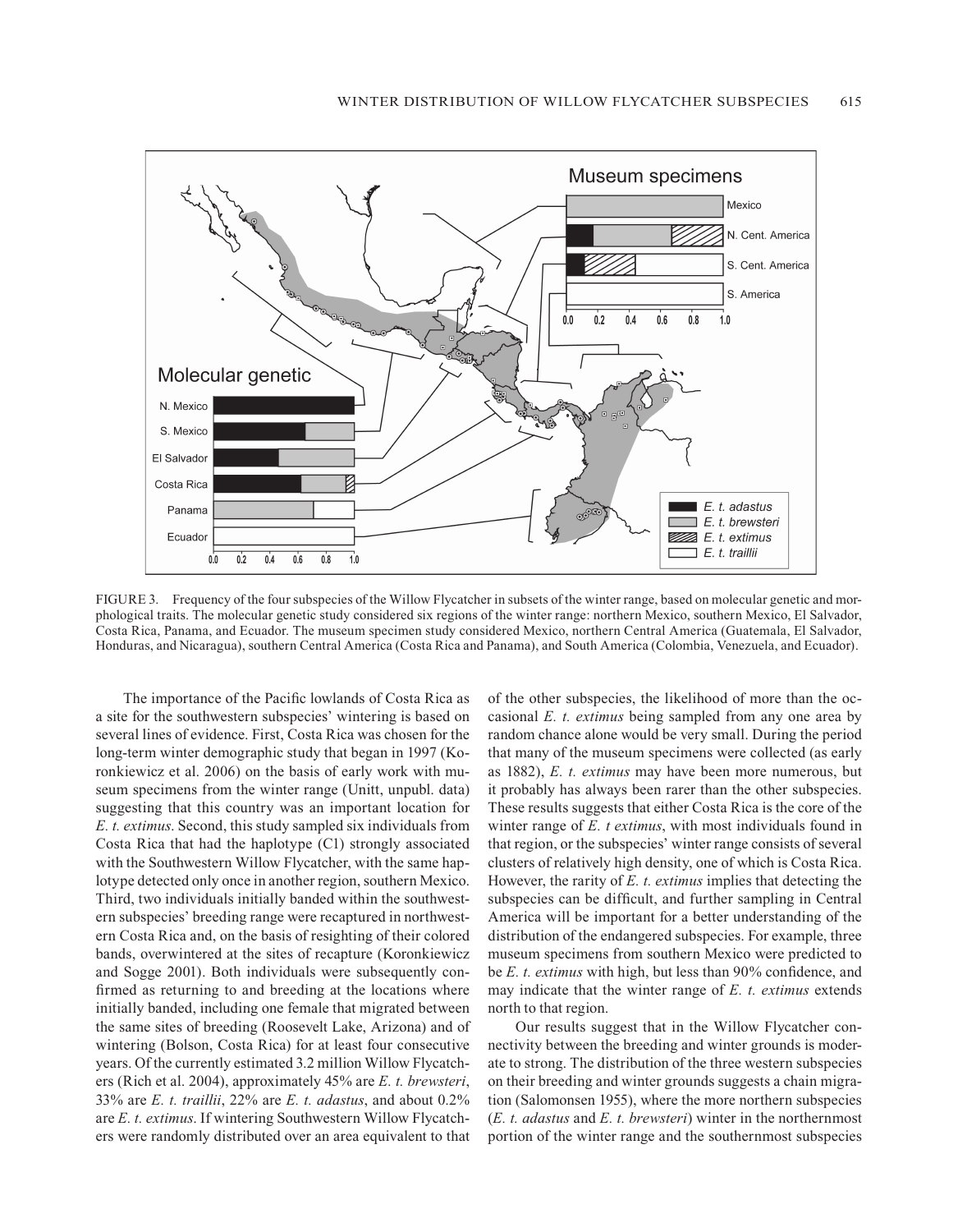FIGURE 3. Frequency of the four subspecies of the Willow Flycatcher in subsets of the winter range, based on molecular genetic and morphological traits. The molecular genetic study considered six regions of the winter range: northern Mexico, southern Mexico, El Salvador, Costa Rica, Panama, and Ecuador. The museum specimen study considered Mexico, northern Central America (Guatemala, El Salvador, Honduras, and Nicaragua), southern Central America (Costa Rica and Panama), and South America (Colombia, Venezuela, and Ecuador).

The importance of the Pacific lowlands of Costa Rica as a site for the southwestern subspecies' wintering is based on several lines of evidence. First, Costa Rica was chosen for the long-term winter demographic study that began in 1997 (Koronkiewicz et al. 2006) on the basis of early work with museum specimens from the winter range (Unitt, unpubl. data) suggesting that this country was an important location for *E. t. extimus*. Second, this study sampled six individuals from Costa Rica that had the haplotype (C1) strongly associated with the Southwestern Willow Flycatcher, with the same haplotype detected only once in another region, southern Mexico. Third, two individuals initially banded within the southwestern subspecies' breeding range were recaptured in northwestern Costa Rica and, on the basis of resighting of their colored bands, overwintered at the sites of recapture (Koronkiewicz and Sogge 2001). Both individuals were subsequently confirmed as returning to and breeding at the locations where initially banded, including one female that migrated between the same sites of breeding (Roosevelt Lake, Arizona) and of wintering (Bolson, Costa Rica) for at least four consecutive years. Of the currently estimated 3.2 million Willow Flycatchers (Rich et al. 2004), approximately 45% are *E. t. brewsteri*, 33% are *E. t. traillii*, 22% are *E. t. adastus*, and about 0.2% are *E. t. extimus*. If wintering Southwestern Willow Flycatchers were randomly distributed over an area equivalent to that of the other subspecies, the likelihood of more than the occasional *E. t. extimus* being sampled from any one area by random chance alone would be very small. During the period that many of the museum specimens were collected (as early as 1882), *E. t. extimus* may have been more numerous, but it probably has always been rarer than the other subspecies. These results suggests that either Costa Rica is the core of the winter range of *E. t extimus*, with most individuals found in that region, or the subspecies' winter range consists of several clusters of relatively high density, one of which is Costa Rica. However, the rarity of *E. t. extimus* implies that detecting the subspecies can be difficult, and further sampling in Central America will be important for a better understanding of the distribution of the endangered subspecies. For example, three museum specimens from southern Mexico were predicted to be *E. t. extimus* with high, but less than 90% confidence, and may indicate that the winter range of *E. t. extimus* extends north to that region.

Our results suggest that in the Willow Flycatcher connectivity between the breeding and winter grounds is moderate to strong. The distribution of the three western subspecies on their breeding and winter grounds suggests a chain migration (Salomonsen 1955), where the more northern subspecies (*E. t. adastus* and *E. t. brewsteri*) winter in the northernmost portion of the winter range and the southernmost subspecies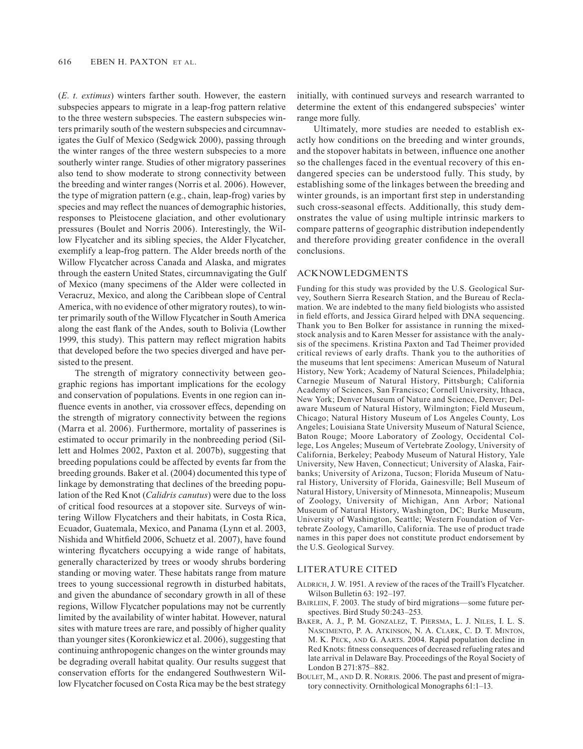(*E. t. extimus*) winters farther south. However, the eastern subspecies appears to migrate in a leap-frog pattern relative to the three western subspecies. The eastern subspecies winters primarily south of the western subspecies and circumnavigates the Gulf of Mexico (Sedgwick 2000), passing through the winter ranges of the three western subspecies to a more southerly winter range. Studies of other migratory passerines also tend to show moderate to strong connectivity between the breeding and winter ranges (Norris et al. 2006). However, the type of migration pattern (e.g., chain, leap-frog) varies by species and may reflect the nuances of demographic histories, responses to Pleistocene glaciation, and other evolutionary pressures (Boulet and Norris 2006). Interestingly, the Willow Flycatcher and its sibling species, the Alder Flycatcher, exemplify a leap-frog pattern. The Alder breeds north of the Willow Flycatcher across Canada and Alaska, and migrates through the eastern United States, circumnavigating the Gulf of Mexico (many specimens of the Alder were collected in Veracruz, Mexico, and along the Caribbean slope of Central America, with no evidence of other migratory routes), to winter primarily south of the Willow Flycatcher in South America along the east flank of the Andes, south to Bolivia (Lowther 1999, this study). This pattern may reflect migration habits that developed before the two species diverged and have persisted to the present.

The strength of migratory connectivity between geographic regions has important implications for the ecology and conservation of populations. Events in one region can influence events in another, via crossover effecs, depending on the strength of migratory connectivity between the regions (Marra et al. 2006). Furthermore, mortality of passerines is estimated to occur primarily in the nonbreeding period (Sillett and Holmes 2002, Paxton et al. 2007b), suggesting that breeding populations could be affected by events far from the breeding grounds. Baker et al. (2004) documented this type of linkage by demonstrating that declines of the breeding population of the Red Knot (*Calidris canutus*) were due to the loss of critical food resources at a stopover site. Surveys of wintering Willow Flycatchers and their habitats, in Costa Rica, Ecuador, Guatemala, Mexico, and Panama (Lynn et al. 2003, Nishida and Whitfield 2006, Schuetz et al. 2007), have found wintering flycatchers occupying a wide range of habitats, generally characterized by trees or woody shrubs bordering standing or moving water. These habitats range from mature trees to young successional regrowth in disturbed habitats, and given the abundance of secondary growth in all of these regions, Willow Flycatcher populations may not be currently limited by the availability of winter habitat. However, natural sites with mature trees are rare, and possibly of higher quality than younger sites (Koronkiewicz et al. 2006), suggesting that continuing anthropogenic changes on the winter grounds may be degrading overall habitat quality. Our results suggest that conservation efforts for the endangered Southwestern Willow Flycatcher focused on Costa Rica may be the best strategy initially, with continued surveys and research warranted to determine the extent of this endangered subspecies' winter range more fully.

Ultimately, more studies are needed to establish exactly how conditions on the breeding and winter grounds, and the stopover habitats in between, influence one another so the challenges faced in the eventual recovery of this endangered species can be understood fully. This study, by establishing some of the linkages between the breeding and winter grounds, is an important first step in understanding such cross-seasonal effects. Additionally, this study demonstrates the value of using multiple intrinsic markers to compare patterns of geographic distribution independently and therefore providing greater confidence in the overall conclusions.

## ACKNOWLEDGMENTS

Funding for this study was provided by the U.S. Geological Survey, Southern Sierra Research Station, and the Bureau of Reclamation. We are indebted to the many field biologists who assisted in field efforts, and Jessica Girard helped with DNA sequencing. Thank you to Ben Bolker for assistance in running the mixed-stock analysis and to Karen Messer for assistance with the analysis of the specimens. Kristina Paxton and Tad Theimer provided critical reviews of early drafts. Thank you to the authorities of the museums that lent specimens: American Museum of Natural History, New York; Academy of Natural Sciences, Philadelphia; Carnegie Museum of Natural History, Pittsburgh; California Academy of Sciences, San Francisco; Cornell University, Ithaca, New York; Denver Museum of Nature and Science, Denver; Delaware Museum of Natural History, Wilmington; Field Museum, Chicago; Natural History Museum of Los Angeles County, Los Angeles; Louisiana State University Museum of Natural Science, Baton Rouge; Moore Laboratory of Zoology, Occidental College, Los Angeles; Museum of Vertebrate Zoology, University of California, Berkeley; Peabody Museum of Natural History, Yale University, New Haven, Connecticut; University of Alaska, Fairbanks; University of Arizona, Tucson; Florida Museum of Natural History, University of Florida, Gainesville; Bell Museum of Natural History, University of Minnesota, Minneapolis; Museum of Zoology, University of Michigan, Ann Arbor; National Museum of Natural History, Washington, DC; Burke Museum, University of Washington, Seattle; Western Foundation of Vertebrate Zoology, Camarillo, California. The use of product trade names in this paper does not constitute product endorsement by the U.S. Geological Survey.

## LITERATURE CITED

Aldrich, J. W. 1951. A review of the races of the Traill's Flycatcher. Wilson Bulletin 63: 192–197.

Bairlein, F. 2003. The study of bird migrations—some future perspectives. Bird Study 50:243–253.

Baker, A. J., P. M. Gonzalez, T. Piersma, L. J. Niles, I. L. S. Nascimento, P. A. Atkinson, N. A. Clark, C. D. T. Minton, M. K. Peck, and G. Aarts. 2004. Rapid population decline in Red Knots: fitness consequences of decreased refueling rates and late arrival in Delaware Bay. Proceedings of the Royal Society of London B 271:875–882.

Boulet, M., and D. R. Norris. 2006. The past and present of migratory connectivity. Ornithological Monographs 61:1–13.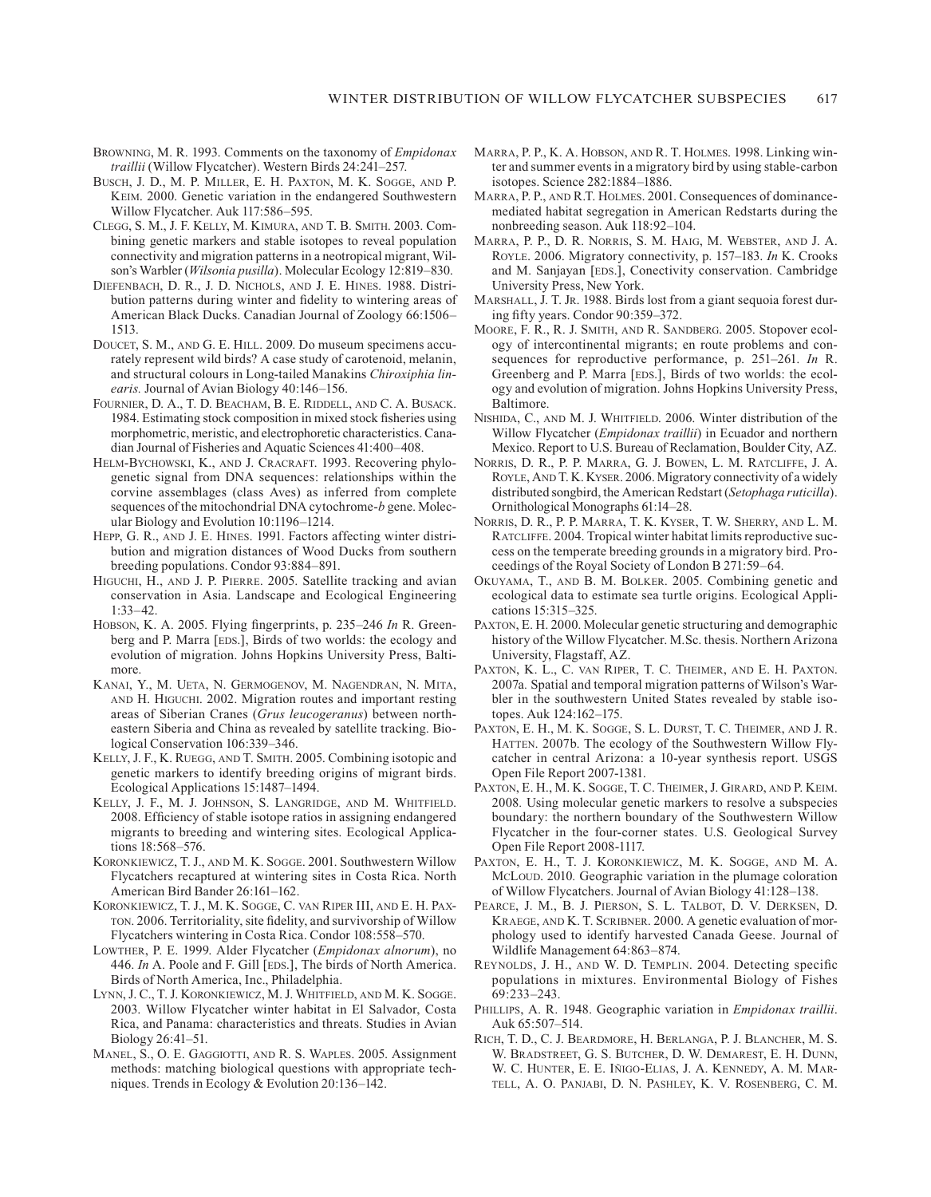BROWNING, M. R. 1993. Comments on the taxonomy of *Empidonax traillii* (Willow Flycatcher). Western Birds 24:241–257.

BUSCH, J. D., M. P. MILLER, E. H. PAXTON, M. K. SOGGE, AND P. KEIM. 2000. Genetic variation in the endangered Southwestern Willow Flycatcher. Auk 117:586–595.

CLEGG, S. M., J. F. KELLY, M. KIMURA, AND T. B. SMITH. 2003. Combining genetic markers and stable isotopes to reveal population connectivity and migration patterns in a neotropical migrant, Wilson's Warbler (*Wilsonia pusilla*). Molecular Ecology 12:819–830.

DIEFENBACH, D. R., J. D. NICHOLS, AND J. E. HINES. 1988. Distribution patterns during winter and fidelity to wintering areas of American Black Ducks. Canadian Journal of Zoology 66:1506–1513.

DOUCET, S. M., AND G. E. HILL. 2009. Do museum specimens accurately represent wild birds? A case study of carotenoid, melanin, and structural colours in Long-tailed Manakins *Chiroxiphia linearis*. Journal of Avian Biology 40:146–156.

FOURNIER, D. A., T. D. BEACHAM, B. E. RIDDELL, AND C. A. BUSACK. 1984. Estimating stock composition in mixed stock fisheries using morphometric, meristic, and electrophoretic characteristics. Canadian Journal of Fisheries and Aquatic Sciences 41:400–408.

HELM-BYCHOWSKI, K., AND J. CRACRAFT. 1993. Recovering phylogenetic signal from DNA sequences: relationships within the corvine assemblages (class Aves) as inferred from complete sequences of the mitochondrial DNA cytochrome-*b* gene. Molecular Biology and Evolution 10:1196–1214.

HEPP, G. R., AND J. E. HINES. 1991. Factors affecting winter distribution and migration distances of Wood Ducks from southern breeding populations. Condor 93:884–891.

HIGUCHI, H., AND J. P. PIERRE. 2005. Satellite tracking and avian conservation in Asia. Landscape and Ecological Engineering 1:33–42.

HOBSON, K. A. 2005. Flying fingerprints, p. 235–246 *In* R. Greenberg and P. Marra [EDS.], Birds of two worlds: the ecology and evolution of migration. Johns Hopkins University Press, Baltimore.

KANAI, Y., M. UETA, N. GERMOGENOV, M. NAGENDRAN, N. MITA, AND H. HIGUCHI. 2002. Migration routes and important resting areas of Siberian Cranes (*Grus leucogeranus*) between northeastern Siberia and China as revealed by satellite tracking. Biological Conservation 106:339–346.

KELLY, J. F., K. RUEGG, AND T. SMITH. 2005. Combining isotopic and genetic markers to identify breeding origins of migrant birds. Ecological Applications 15:1487–1494.

KELLY, J. F., M. J. JOHNSON, S. LANGRIDGE, AND M. WHITFIELD. 2008. Efficiency of stable isotope ratios in assigning endangered migrants to breeding and wintering sites. Ecological Applications 18:568–576.

KORONKIEWICZ, T. J., AND M. K. SOGGE. 2001. Southwestern Willow Flycatchers recaptured at wintering sites in Costa Rica. North American Bird Bander 26:161–162.

KORONKIEWICZ, T. J., M. K. SOGGE, C. VAN RIPER III, AND E. H. PAXTON. 2006. Territoriality, site fidelity, and survivorship of Willow Flycatchers wintering in Costa Rica. Condor 108:558–570.

LOWTHER, P. E. 1999. Alder Flycatcher (*Empidonax alnorum*), no 446. *In* A. Poole and F. Gill [EDS.], The birds of North America. Birds of North America, Inc., Philadelphia.

LYNN, J. C., T. J. KORONKIEWICZ, M. J. WHITFIELD, AND M. K. SOGGE. 2003. Willow Flycatcher winter habitat in El Salvador, Costa Rica, and Panama: characteristics and threats. Studies in Avian Biology 26:41–51.

MANEL, S., O. E. GAGGIOTTI, AND R. S. WAPLES. 2005. Assignment methods: matching biological questions with appropriate techniques. Trends in Ecology & Evolution 20:136–142.

MARRA, P. P., K. A. HOBSON, AND R. T. HOLMES. 1998. Linking winter and summer events in a migratory bird by using stable-carbon isotopes. Science 282:1884–1886.

MARRA, P. P., AND R.T. HOLMES. 2001. Consequences of dominance-mediated habitat segregation in American Redstarts during the nonbreeding season. Auk 118:92–104.

MARRA, P. P., D. R. NORRIS, S. M. HAIG, M. WEBSTER, AND J. A. ROYLE. 2006. Migratory connectivity, p. 157–183. *In* K. Crooks and M. Sanjayan [EDS.], Conectivity conservation. Cambridge University Press, New York.

MARSHALL, J. T. JR. 1988. Birds lost from a giant sequoia forest during fifty years. Condor 90:359–372.

MOORE, F. R., R. J. SMITH, AND R. SANDBERG. 2005. Stopover ecology of intercontinental migrants; en route problems and consequences for reproductive performance, p. 251–261. *In* R. Greenberg and P. Marra [EDS.], Birds of two worlds: the ecology and evolution of migration. Johns Hopkins University Press, Baltimore.

NISHIDA, C., AND M. J. WHITFIELD. 2006. Winter distribution of the Willow Flycatcher (*Empidonax traillii*) in Ecuador and northern Mexico. Report to U.S. Bureau of Reclamation, Boulder City, AZ.

NORRIS, D. R., P. P. MARRA, G. J. BOWEN, L. M. RATCLIFFE, J. A. ROYLE, AND T. K. KYSER. 2006. Migratory connectivity of a widely distributed songbird, the American Redstart (*Setophaga ruticilla*). Ornithological Monographs 61:14–28.

NORRIS, D. R., P. P. MARRA, T. K. KYSER, T. W. SHERRY, AND L. M. RATCLIFFE. 2004. Tropical winter habitat limits reproductive success on the temperate breeding grounds in a migratory bird. Proceedings of the Royal Society of London B 271:59–64.

OKUYAMA, T., AND B. M. BOLKER. 2005. Combining genetic and ecological data to estimate sea turtle origins. Ecological Applications 15:315–325.

PAXTON, E. H. 2000. Molecular genetic structuring and demographic history of the Willow Flycatcher. M.Sc. thesis. Northern Arizona University, Flagstaff, AZ.

PAXTON, K. L., C. VAN RIPER, T. C. THEIMER, AND E. H. PAXTON. 2007a. Spatial and temporal migration patterns of Wilson's Warbler in the southwestern United States revealed by stable isotopes. Auk 124:162–175.

PAXTON, E. H., M. K. SOGGE, S. L. DURST, T. C. THEIMER, AND J. R. HATTEN. 2007b. The ecology of the Southwestern Willow Flycatcher in central Arizona: a 10-year synthesis report. USGS Open File Report 2007-1381.

PAXTON, E. H., M. K. SOGGE, T. C. THEIMER, J. GIRARD, AND P. KEIM. 2008. Using molecular genetic markers to resolve a subspecies boundary: the northern boundary of the Southwestern Willow Flycatcher in the four-corner states. U.S. Geological Survey Open File Report 2008-1117.

PAXTON, E. H., T. J. KORONKIEWICZ, M. K. SOGGE, AND M. A. MCLOUD. 2010. Geographic variation in the plumage coloration of Willow Flycatchers. Journal of Avian Biology 41:128–138.

PEARCE, J. M., B. J. PIERSON, S. L. TALBOT, D. V. DERKSEN, D. KRAEGE, AND K. T. SCRIBNER. 2000. A genetic evaluation of morphology used to identify harvested Canada Geese. Journal of Wildlife Management 64:863–874.

REYNOLDS, J. H., AND W. D. TEMPLIN. 2004. Detecting specific populations in mixtures. Environmental Biology of Fishes 69:233–243.

PHILLIPS, A. R. 1948. Geographic variation in *Empidonax traillii*. Auk 65:507–514.

RICH, T. D., C. J. BEARDMORE, H. BERLANGA, P. J. BLANCHER, M. S. W. BRADSTREET, G. S. BUTCHER, D. W. DEMAREST, E. H. DUNN, W. C. HUNTER, E. E. IÑIGO-ELIAS, J. A. KENNEDY, A. M. MARTELL, A. O. PANJABI, D. N. PASHLEY, K. V. ROSENBERG, C. M.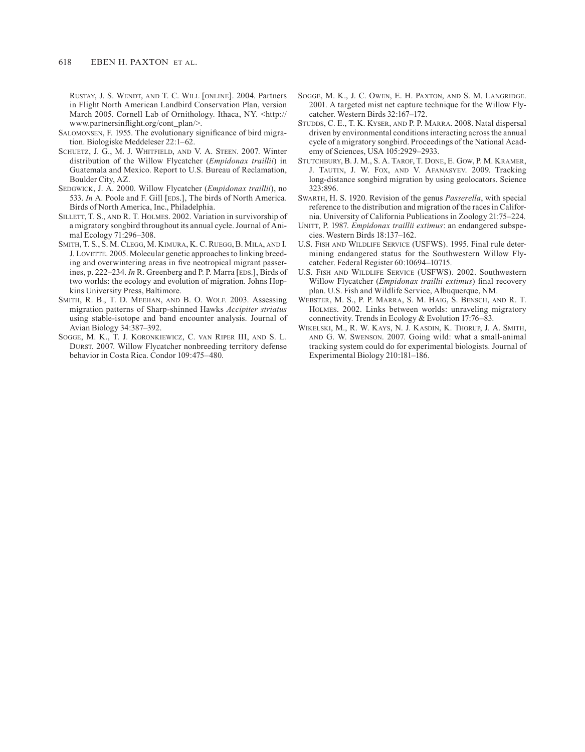Rustay, J. S. Wendt, and T. C. Will [online]. 2004. Partners in Flight North American Landbird Conservation Plan, version March 2005. Cornell Lab of Ornithology. Ithaca, NY. <http://www.partnersinflight.org/cont_plan/>.

Salomonsen, F. 1955. The evolutionary significance of bird migration. Biologiske Meddeleser 22:1–62.

Schuetz, J. G., M. J. Whitfield, and V. A. Steen. 2007. Winter distribution of the Willow Flycatcher (*Empidonax traillii*) in Guatemala and Mexico. Report to U.S. Bureau of Reclamation, Boulder City, AZ.

Sedgwick, J. A. 2000. Willow Flycatcher (*Empidonax traillii*), no 533. *In* A. Poole and F. Gill [eds.], The birds of North America. Birds of North America, Inc., Philadelphia.

Sillett, T. S., and R. T. Holmes. 2002. Variation in survivorship of a migratory songbird throughout its annual cycle. Journal of Animal Ecology 71:296–308.

Smith, T. S., S. M. Clegg, M. Kimura, K. C. Ruegg, B. Mila, and I. J. Lovette. 2005. Molecular genetic approaches to linking breeding and overwintering areas in five neotropical migrant passerines, p. 222–234. *In* R. Greenberg and P. P. Marra [eds.], Birds of two worlds: the ecology and evolution of migration. Johns Hopkins University Press, Baltimore.

Smith, R. B., T. D. Meehan, and B. O. Wolf. 2003. Assessing migration patterns of Sharp-shinned Hawks *Accipiter striatus* using stable-isotope and band encounter analysis. Journal of Avian Biology 34:387–392.

Sogge, M. K., T. J. Koronkiewicz, C. van Riper III, and S. L. Durst. 2007. Willow Flycatcher nonbreeding territory defense behavior in Costa Rica. Condor 109:475–480.

Sogge, M. K., J. C. Owen, E. H. Paxton, and S. M. Langridge. 2001. A targeted mist net capture technique for the Willow Flycatcher. Western Birds 32:167–172.

Studds, C. E., T. K. Kyser, and P. P. Marra. 2008. Natal dispersal driven by environmental conditions interacting across the annual cycle of a migratory songbird. Proceedings of the National Academy of Sciences, USA 105:2929–2933.

Stutchbury, B. J. M., S. A. Tarof, T. Done, E. Gow, P. M. Kramer, J. Tautin, J. W. Fox, and V. Afanasyev. 2009. Tracking long-distance songbird migration by using geolocators. Science 323:896.

Swarth, H. S. 1920. Revision of the genus *Passerella*, with special reference to the distribution and migration of the races in California. University of California Publications in Zoology 21:75–224.

Unitt, P. 1987. *Empidonax traillii extimus*: an endangered subspecies. Western Birds 18:137–162.

U.S. Fish and Wildlife Service (USFWS). 1995. Final rule determining endangered status for the Southwestern Willow Flycatcher. Federal Register 60:10694–10715.

U.S. Fish and Wildlife Service (USFWS). 2002. Southwestern Willow Flycatcher (*Empidonax traillii extimus*) final recovery plan. U.S. Fish and Wildlife Service, Albuquerque, NM.

Webster, M. S., P. P. Marra, S. M. Haig, S. Bensch, and R. T. Holmes. 2002. Links between worlds: unraveling migratory connectivity. Trends in Ecology & Evolution 17:76–83.

Wikelski, M., R. W. Kays, N. J. Kasdin, K. Thorup, J. A. Smith, and G. W. Swenson. 2007. Going wild: what a small-animal tracking system could do for experimental biologists. Journal of Experimental Biology 210:181–186.